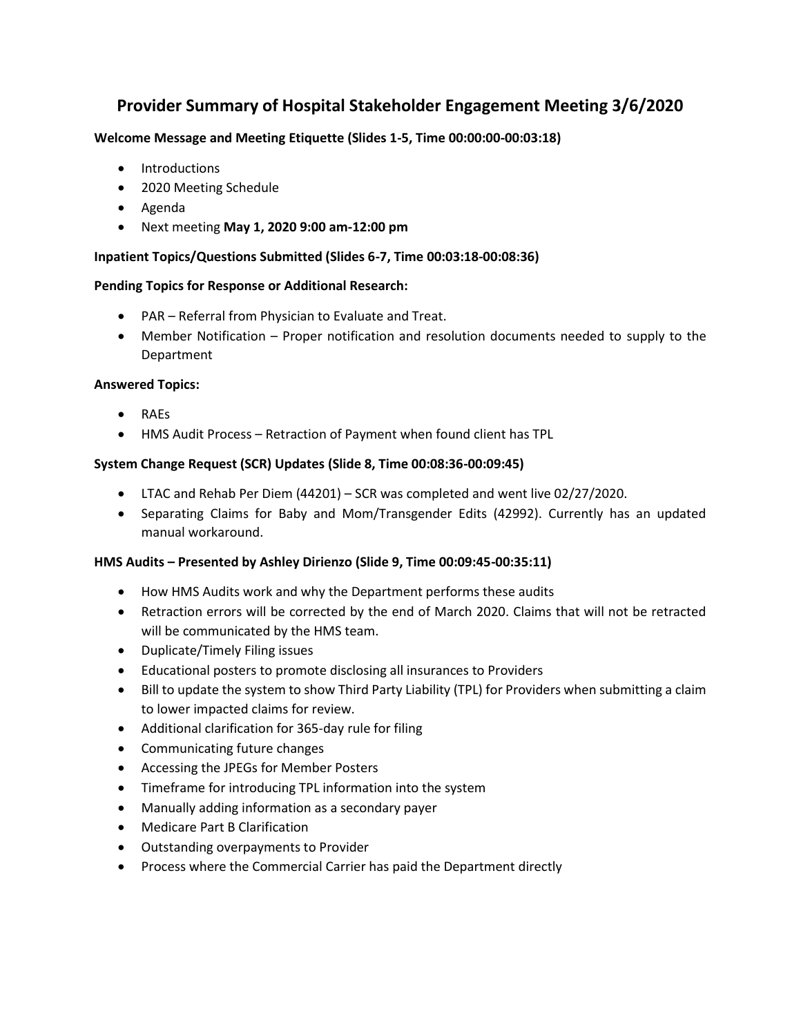# Provider Summary of Hospital Stakeholder Engagement Meeting 3/6/2020

**Welcome Message and Meeting Etiquette (Slides 1-5, Time 00:00:00-00:03:18)**

- Introductions
- 2020 Meeting Schedule
- Agenda
- Next meeting **May 1, 2020 9:00 am-12:00 pm**

**Inpatient Topics/Questions Submitted (Slides 6-7, Time 00:03:18-00:08:36)**

**Pending Topics for Response or Additional Research:**

- PAR – Referral from Physician to Evaluate and Treat.
- Member Notification – Proper notification and resolution documents needed to supply to the Department

**Answered Topics:**

- RAEs
- HMS Audit Process – Retraction of Payment when found client has TPL

**System Change Request (SCR) Updates (Slide 8, Time 00:08:36-00:09:45)**

- LTAC and Rehab Per Diem (44201) – SCR was completed and went live 02/27/2020.
- Separating Claims for Baby and Mom/Transgender Edits (42992). Currently has an updated manual workaround.

**HMS Audits – Presented by Ashley Dirienzo (Slide 9, Time 00:09:45-00:35:11)**

- How HMS Audits work and why the Department performs these audits
- Retraction errors will be corrected by the end of March 2020. Claims that will not be retracted will be communicated by the HMS team.
- Duplicate/Timely Filing issues
- Educational posters to promote disclosing all insurances to Providers
- Bill to update the system to show Third Party Liability (TPL) for Providers when submitting a claim to lower impacted claims for review.
- Additional clarification for 365-day rule for filing
- Communicating future changes
- Accessing the JPEGs for Member Posters
- Timeframe for introducing TPL information into the system
- Manually adding information as a secondary payer
- Medicare Part B Clarification
- Outstanding overpayments to Provider
- Process where the Commercial Carrier has paid the Department directly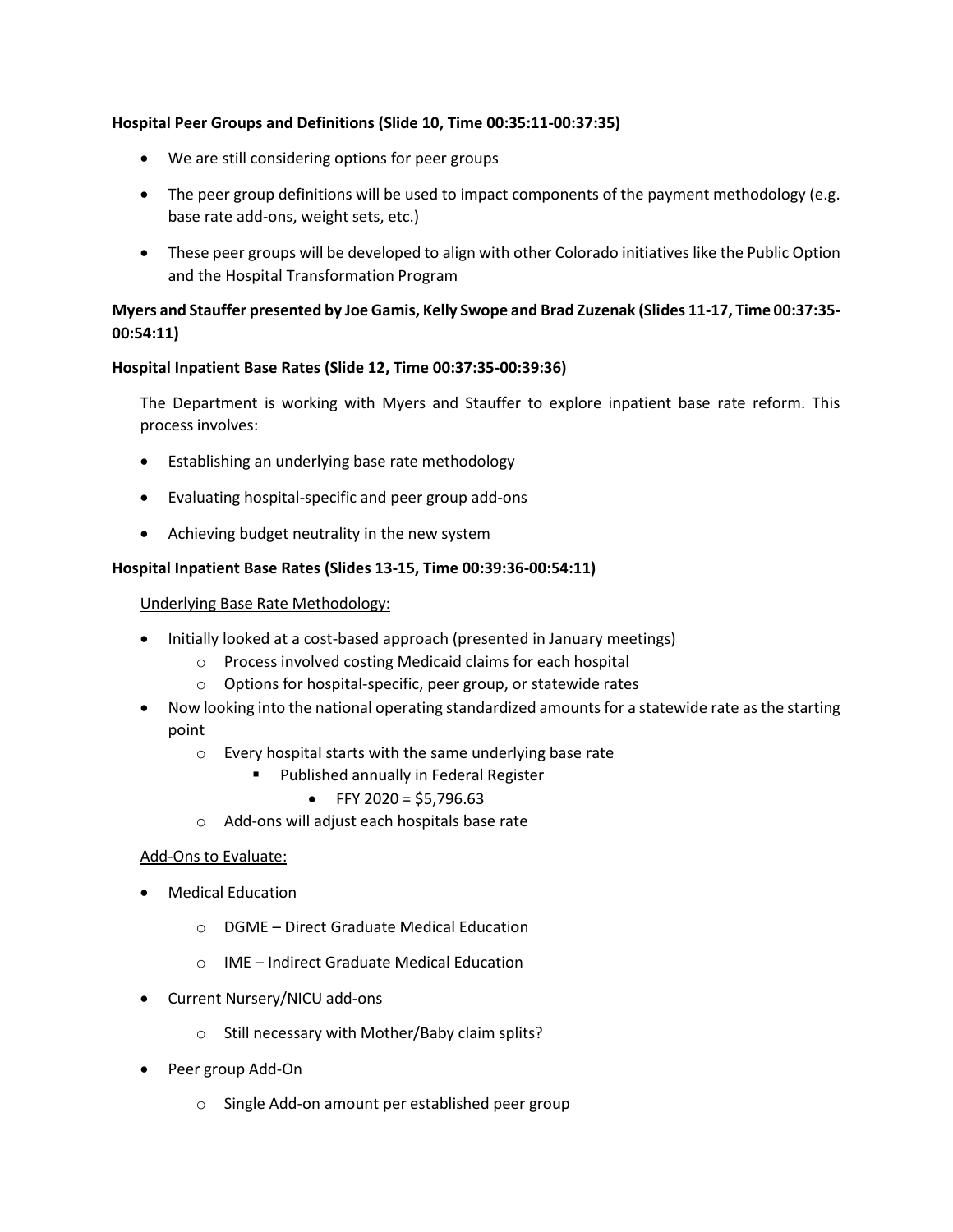**Hospital Peer Groups and Definitions (Slide 10, Time 00:35:11-00:37:35)**

- We are still considering options for peer groups
- The peer group definitions will be used to impact components of the payment methodology (e.g. base rate add-ons, weight sets, etc.)
- These peer groups will be developed to align with other Colorado initiatives like the Public Option and the Hospital Transformation Program

**Myers and Stauffer presented by Joe Gamis, Kelly Swope and Brad Zuzenak (Slides 11-17, Time 00:37:35-00:54:11)**

**Hospital Inpatient Base Rates (Slide 12, Time 00:37:35-00:39:36)**

The Department is working with Myers and Stauffer to explore inpatient base rate reform. This process involves:

- Establishing an underlying base rate methodology
- Evaluating hospital-specific and peer group add-ons
- Achieving budget neutrality in the new system

**Hospital Inpatient Base Rates (Slides 13-15, Time 00:39:36-00:54:11)**

Underlying Base Rate Methodology:

- Initially looked at a cost-based approach (presented in January meetings)
    - Process involved costing Medicaid claims for each hospital
    - Options for hospital-specific, peer group, or statewide rates
- Now looking into the national operating standardized amounts for a statewide rate as the starting point
    - Every hospital starts with the same underlying base rate
        - Published annually in Federal Register
            - FFY 2020 = $5,796.63
    - Add-ons will adjust each hospitals base rate

Add-Ons to Evaluate:

- Medical Education
    - DGME – Direct Graduate Medical Education
    - IME – Indirect Graduate Medical Education
- Current Nursery/NICU add-ons
    - Still necessary with Mother/Baby claim splits?
- Peer group Add-On
    - Single Add-on amount per established peer group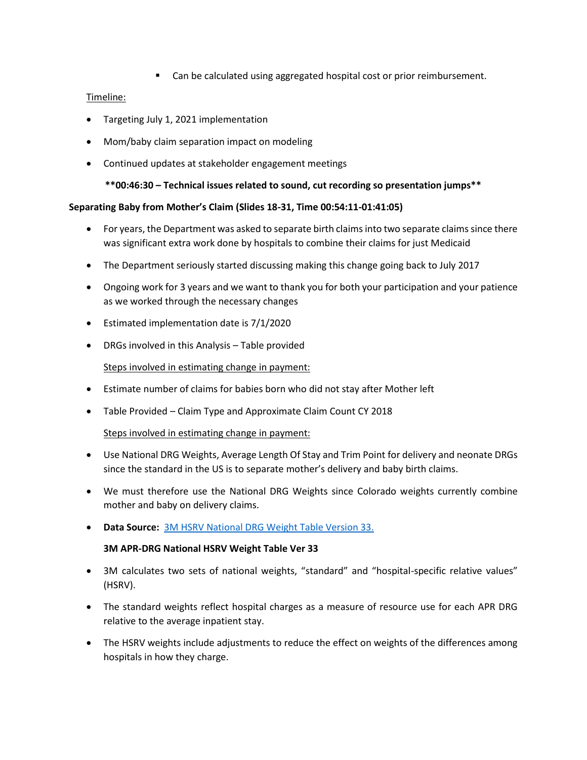- Can be calculated using aggregated hospital cost or prior reimbursement.

Timeline:

- Targeting July 1, 2021 implementation
- Mom/baby claim separation impact on modeling
- Continued updates at stakeholder engagement meetings

**\*\*00:46:30 – Technical issues related to sound, cut recording so presentation jumps\*\***

**Separating Baby from Mother's Claim (Slides 18-31, Time 00:54:11-01:41:05)**

- For years, the Department was asked to separate birth claims into two separate claims since there was significant extra work done by hospitals to combine their claims for just Medicaid
- The Department seriously started discussing making this change going back to July 2017
- Ongoing work for 3 years and we want to thank you for both your participation and your patience as we worked through the necessary changes
- Estimated implementation date is 7/1/2020
- DRGs involved in this Analysis – Table provided

  Steps involved in estimating change in payment:

- Estimate number of claims for babies born who did not stay after Mother left
- Table Provided – Claim Type and Approximate Claim Count CY 2018

  Steps involved in estimating change in payment:

- Use National DRG Weights, Average Length Of Stay and Trim Point for delivery and neonate DRGs since the standard in the US is to separate mother's delivery and baby birth claims.
- We must therefore use the National DRG Weights since Colorado weights currently combine mother and baby on delivery claims.
- **Data Source:** [3M HSRV National DRG Weight Table Version 33.]()

  **3M APR-DRG National HSRV Weight Table Ver 33**

- 3M calculates two sets of national weights, "standard" and "hospital-specific relative values" (HSRV).
- The standard weights reflect hospital charges as a measure of resource use for each APR DRG relative to the average inpatient stay.
- The HSRV weights include adjustments to reduce the effect on weights of the differences among hospitals in how they charge.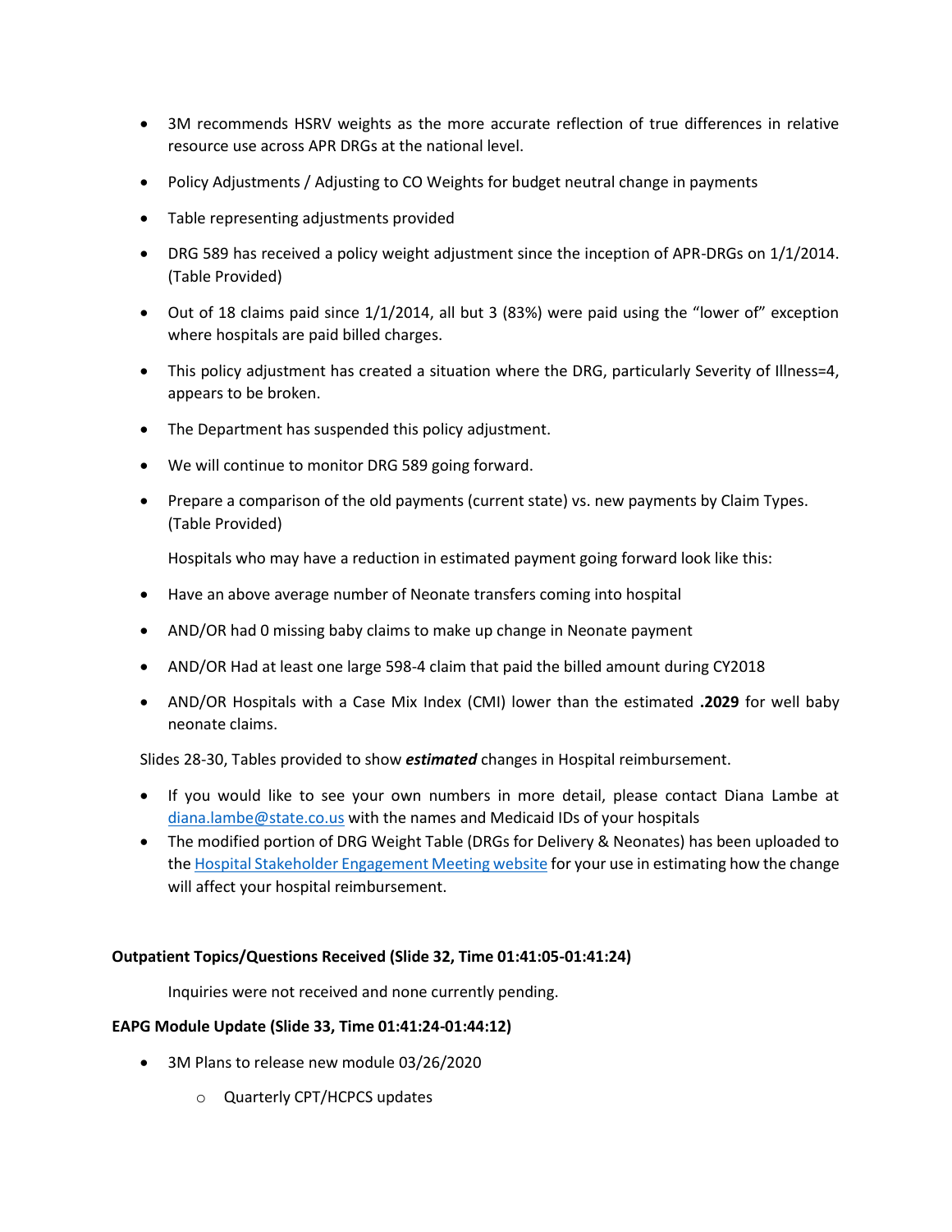- 3M recommends HSRV weights as the more accurate reflection of true differences in relative resource use across APR DRGs at the national level.
- Policy Adjustments / Adjusting to CO Weights for budget neutral change in payments
- Table representing adjustments provided
- DRG 589 has received a policy weight adjustment since the inception of APR-DRGs on 1/1/2014. (Table Provided)
- Out of 18 claims paid since 1/1/2014, all but 3 (83%) were paid using the "lower of" exception where hospitals are paid billed charges.
- This policy adjustment has created a situation where the DRG, particularly Severity of Illness=4, appears to be broken.
- The Department has suspended this policy adjustment.
- We will continue to monitor DRG 589 going forward.
- Prepare a comparison of the old payments (current state) vs. new payments by Claim Types. (Table Provided)

  Hospitals who may have a reduction in estimated payment going forward look like this:

- Have an above average number of Neonate transfers coming into hospital
- AND/OR had 0 missing baby claims to make up change in Neonate payment
- AND/OR Had at least one large 598-4 claim that paid the billed amount during CY2018
- AND/OR Hospitals with a Case Mix Index (CMI) lower than the estimated **.2029** for well baby neonate claims.

Slides 28-30, Tables provided to show ***estimated*** changes in Hospital reimbursement.

- If you would like to see your own numbers in more detail, please contact Diana Lambe at diana.lambe@state.co.us with the names and Medicaid IDs of your hospitals
- The modified portion of DRG Weight Table (DRGs for Delivery & Neonates) has been uploaded to the Hospital Stakeholder Engagement Meeting website for your use in estimating how the change will affect your hospital reimbursement.

**Outpatient Topics/Questions Received (Slide 32, Time 01:41:05-01:41:24)**

Inquiries were not received and none currently pending.

**EAPG Module Update (Slide 33, Time 01:41:24-01:44:12)**

- 3M Plans to release new module 03/26/2020
  - Quarterly CPT/HCPCS updates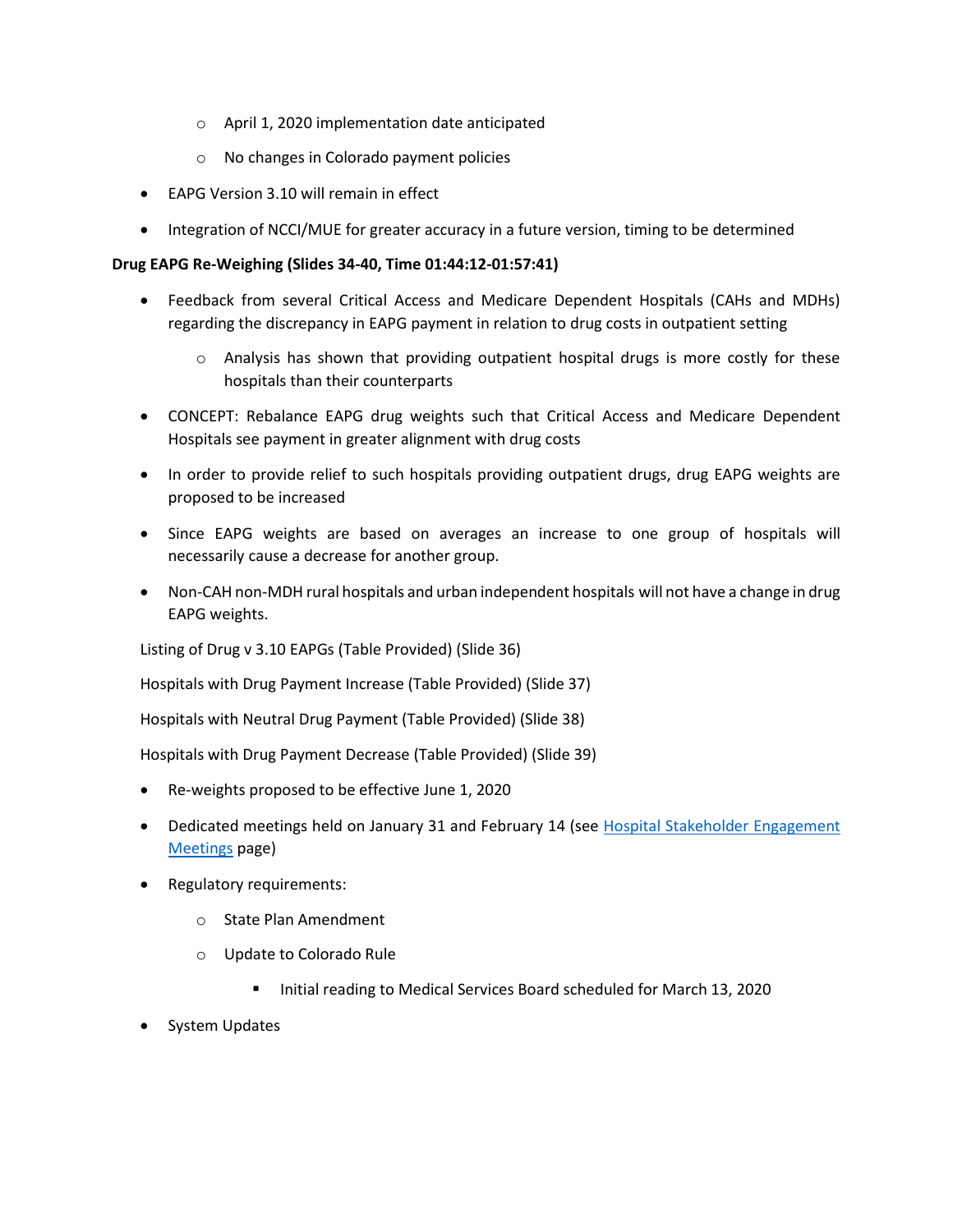- April 1, 2020 implementation date anticipated
  - No changes in Colorado payment policies
- EAPG Version 3.10 will remain in effect
- Integration of NCCI/MUE for greater accuracy in a future version, timing to be determined

**Drug EAPG Re-Weighing (Slides 34-40, Time 01:44:12-01:57:41)**

- Feedback from several Critical Access and Medicare Dependent Hospitals (CAHs and MDHs) regarding the discrepancy in EAPG payment in relation to drug costs in outpatient setting
  - Analysis has shown that providing outpatient hospital drugs is more costly for these hospitals than their counterparts
- CONCEPT: Rebalance EAPG drug weights such that Critical Access and Medicare Dependent Hospitals see payment in greater alignment with drug costs
- In order to provide relief to such hospitals providing outpatient drugs, drug EAPG weights are proposed to be increased
- Since EAPG weights are based on averages an increase to one group of hospitals will necessarily cause a decrease for another group.
- Non-CAH non-MDH rural hospitals and urban independent hospitals will not have a change in drug EAPG weights.

Listing of Drug v 3.10 EAPGs (Table Provided) (Slide 36)

Hospitals with Drug Payment Increase (Table Provided) (Slide 37)

Hospitals with Neutral Drug Payment (Table Provided) (Slide 38)

Hospitals with Drug Payment Decrease (Table Provided) (Slide 39)

- Re-weights proposed to be effective June 1, 2020
- Dedicated meetings held on January 31 and February 14 (see Hospital Stakeholder Engagement Meetings page)
- Regulatory requirements:
  - State Plan Amendment
  - Update to Colorado Rule
    - Initial reading to Medical Services Board scheduled for March 13, 2020
- System Updates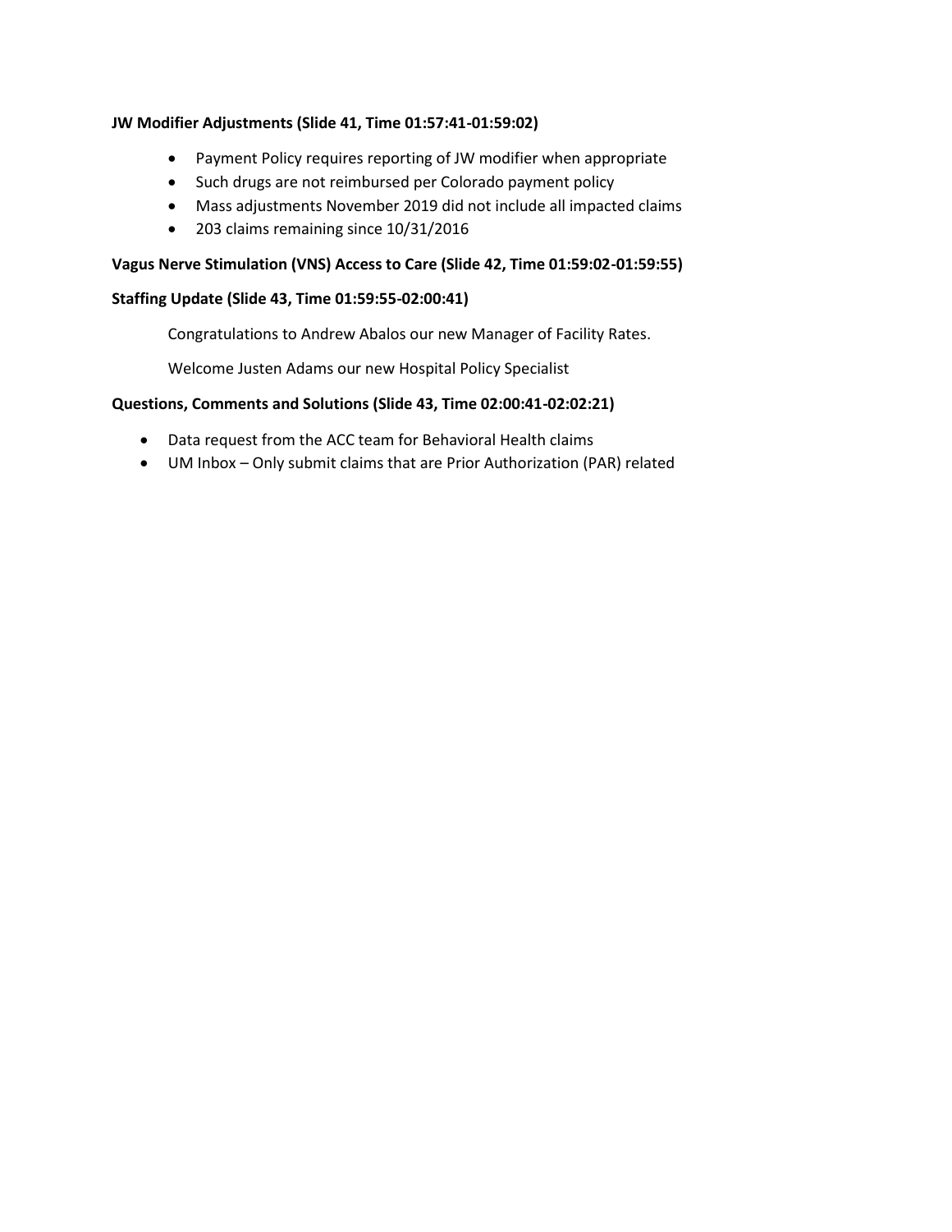**JW Modifier Adjustments (Slide 41, Time 01:57:41-01:59:02)**

- Payment Policy requires reporting of JW modifier when appropriate
- Such drugs are not reimbursed per Colorado payment policy
- Mass adjustments November 2019 did not include all impacted claims
- 203 claims remaining since 10/31/2016

**Vagus Nerve Stimulation (VNS) Access to Care (Slide 42, Time 01:59:02-01:59:55)**

**Staffing Update (Slide 43, Time 01:59:55-02:00:41)**

Congratulations to Andrew Abalos our new Manager of Facility Rates.

Welcome Justen Adams our new Hospital Policy Specialist

**Questions, Comments and Solutions (Slide 43, Time 02:00:41-02:02:21)**

- Data request from the ACC team for Behavioral Health claims
- UM Inbox – Only submit claims that are Prior Authorization (PAR) related